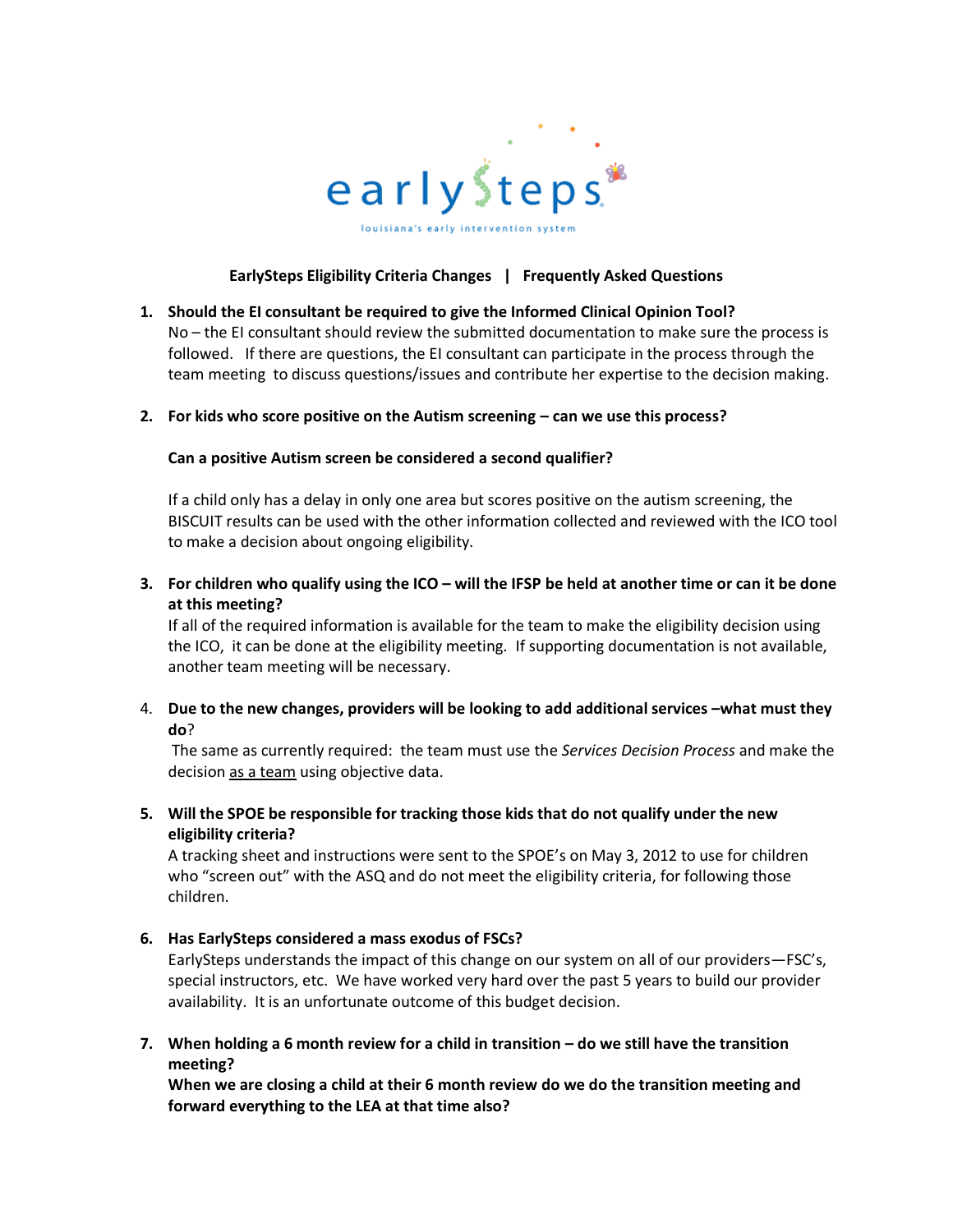earlySteps

louisiana's early intervention system

**EarlySteps Eligibility Criteria Changes | Frequently Asked Questions**

1. **Should the EI consultant be required to give the Informed Clinical Opinion Tool?**
   No – the EI consultant should review the submitted documentation to make sure the process is followed. If there are questions, the EI consultant can participate in the process through the team meeting to discuss questions/issues and contribute her expertise to the decision making.

2. **For kids who score positive on the Autism screening – can we use this process?**

   **Can a positive Autism screen be considered a second qualifier?**

   If a child only has a delay in only one area but scores positive on the autism screening, the BISCUIT results can be used with the other information collected and reviewed with the ICO tool to make a decision about ongoing eligibility.

3. **For children who qualify using the ICO – will the IFSP be held at another time or can it be done at this meeting?**
   If all of the required information is available for the team to make the eligibility decision using the ICO, it can be done at the eligibility meeting. If supporting documentation is not available, another team meeting will be necessary.

4. **Due to the new changes, providers will be looking to add additional services –what must they do**?
   The same as currently required: the team must use the *Services Decision Process* and make the decision as a team using objective data.

5. **Will the SPOE be responsible for tracking those kids that do not qualify under the new eligibility criteria?**
   A tracking sheet and instructions were sent to the SPOE's on May 3, 2012 to use for children who "screen out" with the ASQ and do not meet the eligibility criteria, for following those children.

6. **Has EarlySteps considered a mass exodus of FSCs?**
   EarlySteps understands the impact of this change on our system on all of our providers—FSC's, special instructors, etc. We have worked very hard over the past 5 years to build our provider availability. It is an unfortunate outcome of this budget decision.

7. **When holding a 6 month review for a child in transition – do we still have the transition meeting?**
   **When we are closing a child at their 6 month review do we do the transition meeting and forward everything to the LEA at that time also?**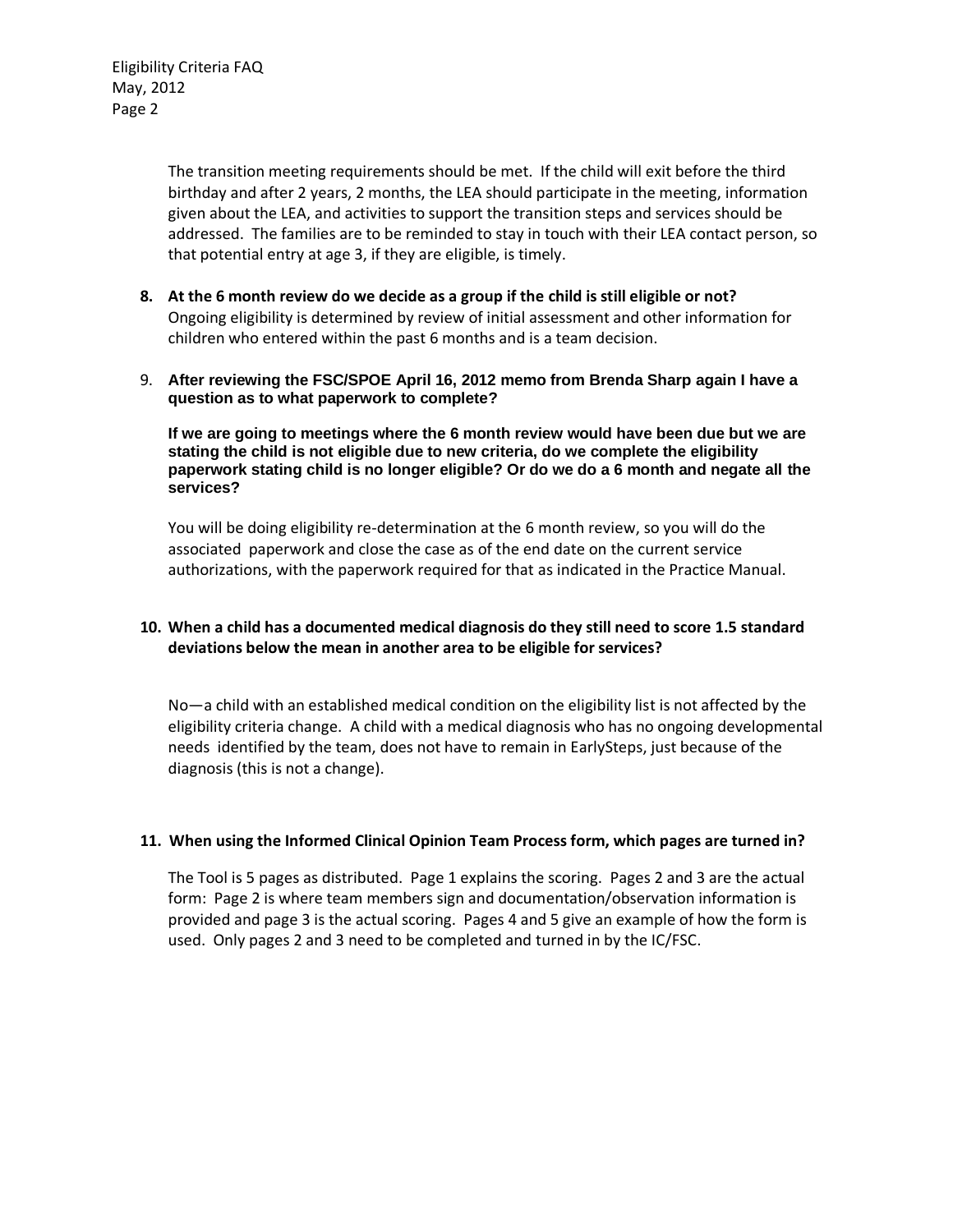The transition meeting requirements should be met. If the child will exit before the third birthday and after 2 years, 2 months, the LEA should participate in the meeting, information given about the LEA, and activities to support the transition steps and services should be addressed. The families are to be reminded to stay in touch with their LEA contact person, so that potential entry at age 3, if they are eligible, is timely.

8. **At the 6 month review do we decide as a group if the child is still eligible or not?**
   Ongoing eligibility is determined by review of initial assessment and other information for children who entered within the past 6 months and is a team decision.

9. **After reviewing the FSC/SPOE April 16, 2012 memo from Brenda Sharp again I have a question as to what paperwork to complete?**

   **If we are going to meetings where the 6 month review would have been due but we are stating the child is not eligible due to new criteria, do we complete the eligibility paperwork stating child is no longer eligible? Or do we do a 6 month and negate all the services?**

   You will be doing eligibility re-determination at the 6 month review, so you will do the associated paperwork and close the case as of the end date on the current service authorizations, with the paperwork required for that as indicated in the Practice Manual.

10. **When a child has a documented medical diagnosis do they still need to score 1.5 standard deviations below the mean in another area to be eligible for services?**

    No—a child with an established medical condition on the eligibility list is not affected by the eligibility criteria change. A child with a medical diagnosis who has no ongoing developmental needs identified by the team, does not have to remain in EarlySteps, just because of the diagnosis (this is not a change).

11. **When using the Informed Clinical Opinion Team Process form, which pages are turned in?**

    The Tool is 5 pages as distributed. Page 1 explains the scoring. Pages 2 and 3 are the actual form: Page 2 is where team members sign and documentation/observation information is provided and page 3 is the actual scoring. Pages 4 and 5 give an example of how the form is used. Only pages 2 and 3 need to be completed and turned in by the IC/FSC.